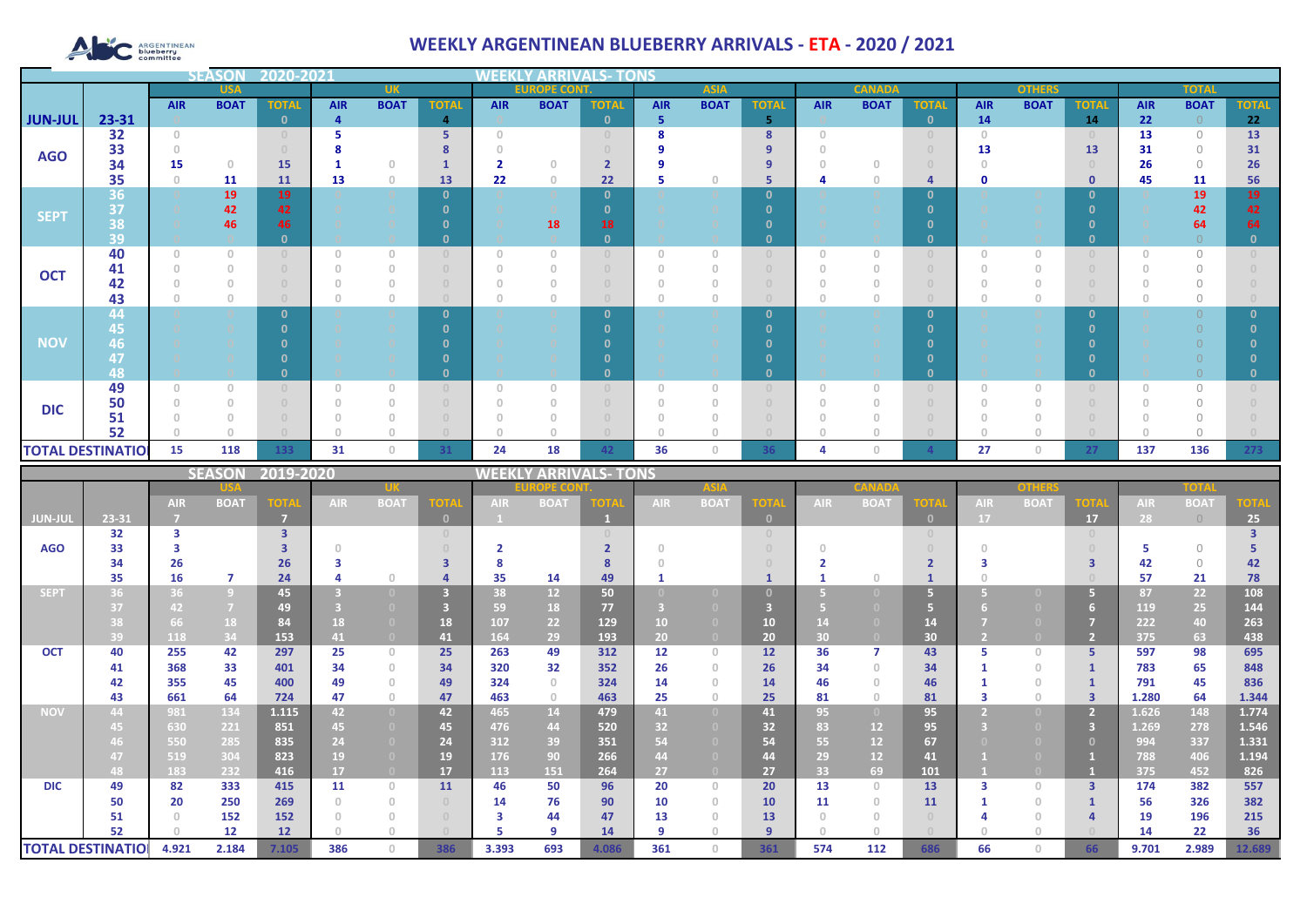# WEEKLY ARGENTINEAN BLUEBERRY ARRIVALS - ETA - 2020 / 2021

**SEASON 2020-2021 — WEEKLY ARRIVALS- TONS**

| | | USA | | | UK | | | EUROPE CONT. | | | ASIA | | | CANADA | | | OTHERS | | | TOTAL | | |
|---|---|---|---|---|---|---|---|---|---|---|---|---|---|---|---|---|---|---|---|---|---|---|
| | | AIR | BOAT | TOTAL | AIR | BOAT | TOTAL | AIR | BOAT | TOTAL | AIR | BOAT | TOTAL | AIR | BOAT | TOTAL | AIR | BOAT | TOTAL | AIR | BOAT | TOTAL |
| JUN-JUL | 23-31 | 0 | | 0 | 4 | | 4 | 0 | | 0 | 5 | | 5 | 0 | | 0 | 14 | | 14 | 22 | 0 | 22 |
| AGO | 32 | 0 | | 0 | 5 | | 5 | 0 | | 0 | 8 | | 8 | 0 | | 0 | 0 | | 0 | 13 | 0 | 13 |
| | 33 | 0 | | 0 | 8 | | 8 | 0 | | 0 | 9 | | 9 | 0 | | 0 | 13 | | 13 | 31 | 0 | 31 |
| | 34 | 15 | 0 | 15 | 1 | 0 | 1 | 2 | 0 | 2 | 9 | | 9 | 0 | 0 | 0 | 0 | | 0 | 26 | 0 | 26 |
| | 35 | 0 | 11 | 11 | 13 | 0 | 13 | 22 | 0 | 22 | 5 | 0 | 5 | 4 | 0 | 4 | 0 | | 0 | 45 | 11 | 56 |
| SEPT | 36 | 0 | 19 | 19 | 0 | 0 | 0 | 0 | 0 | 0 | 0 | 0 | 0 | 0 | 0 | 0 | 0 | 0 | 0 | 0 | 19 | 19 |
| | 37 | 0 | 42 | 42 | 0 | 0 | 0 | 0 | 0 | 0 | 0 | 0 | 0 | 0 | 0 | 0 | 0 | 0 | 0 | 0 | 42 | 42 |
| | 38 | 0 | 46 | 46 | 0 | 0 | 0 | 0 | 18 | 18 | 0 | 0 | 0 | 0 | 0 | 0 | 0 | 0 | 0 | 0 | 64 | 64 |
| | 39 | 0 | 0 | 0 | 0 | 0 | 0 | 0 | 0 | 0 | 0 | 0 | 0 | 0 | 0 | 0 | 0 | 0 | 0 | 0 | 0 | 0 |
| OCT | 40 | 0 | 0 | 0 | 0 | 0 | 0 | 0 | 0 | 0 | 0 | 0 | 0 | 0 | 0 | 0 | 0 | 0 | 0 | 0 | 0 | 0 |
| | 41 | 0 | 0 | 0 | 0 | 0 | 0 | 0 | 0 | 0 | 0 | 0 | 0 | 0 | 0 | 0 | 0 | 0 | 0 | 0 | 0 | 0 |
| | 42 | 0 | 0 | 0 | 0 | 0 | 0 | 0 | 0 | 0 | 0 | 0 | 0 | 0 | 0 | 0 | 0 | 0 | 0 | 0 | 0 | 0 |
| | 43 | 0 | 0 | 0 | 0 | 0 | 0 | 0 | 0 | 0 | 0 | 0 | 0 | 0 | 0 | 0 | 0 | 0 | 0 | 0 | 0 | 0 |
| NOV | 44 | 0 | 0 | 0 | 0 | 0 | 0 | 0 | 0 | 0 | 0 | 0 | 0 | 0 | 0 | 0 | 0 | 0 | 0 | 0 | 0 | 0 |
| | 45 | 0 | 0 | 0 | 0 | 0 | 0 | 0 | 0 | 0 | 0 | 0 | 0 | 0 | 0 | 0 | 0 | 0 | 0 | 0 | 0 | 0 |
| | 46 | 0 | 0 | 0 | 0 | 0 | 0 | 0 | 0 | 0 | 0 | 0 | 0 | 0 | 0 | 0 | 0 | 0 | 0 | 0 | 0 | 0 |
| | 47 | 0 | 0 | 0 | 0 | 0 | 0 | 0 | 0 | 0 | 0 | 0 | 0 | 0 | 0 | 0 | 0 | 0 | 0 | 0 | 0 | 0 |
| | 48 | 0 | 0 | 0 | 0 | 0 | 0 | 0 | 0 | 0 | 0 | 0 | 0 | 0 | 0 | 0 | 0 | 0 | 0 | 0 | 0 | 0 |
| DIC | 49 | 0 | 0 | 0 | 0 | 0 | 0 | 0 | 0 | 0 | 0 | 0 | 0 | 0 | 0 | 0 | 0 | 0 | 0 | 0 | 0 | 0 |
| | 50 | 0 | 0 | 0 | 0 | 0 | 0 | 0 | 0 | 0 | 0 | 0 | 0 | 0 | 0 | 0 | 0 | 0 | 0 | 0 | 0 | 0 |
| | 51 | 0 | 0 | 0 | 0 | 0 | 0 | 0 | 0 | 0 | 0 | 0 | 0 | 0 | 0 | 0 | 0 | 0 | 0 | 0 | 0 | 0 |
| | 52 | 0 | 0 | 0 | 0 | 0 | 0 | 0 | 0 | 0 | 0 | 0 | 0 | 0 | 0 | 0 | 0 | 0 | 0 | 0 | 0 | 0 |
| TOTAL DESTINATION | | 15 | 118 | 133 | 31 | 0 | 31 | 24 | 18 | 42 | 36 | 0 | 36 | 4 | 0 | 4 | 27 | 0 | 27 | 137 | 136 | 273 |

**SEASON 2019-2020 — WEEKLY ARRIVALS- TONS**

| | | USA | | | UK | | | EUROPE CONT. | | | ASIA | | | CANADA | | | OTHERS | | | TOTAL | | |
|---|---|---|---|---|---|---|---|---|---|---|---|---|---|---|---|---|---|---|---|---|---|---|
| | | AIR | BOAT | TOTAL | AIR | BOAT | TOTAL | AIR | BOAT | TOTAL | AIR | BOAT | TOTAL | AIR | BOAT | TOTAL | AIR | BOAT | TOTAL | AIR | BOAT | TOTAL |
| JUN-JUL | 23-31 | 7 | | 7 | | | 0 | 1 | | 1 | | | 0 | | | 0 | 17 | | 17 | 28 | 0 | 25 |
| AGO | 32 | 3 | | 3 | | | | | | 0 | | | 0 | | | 0 | | | | | | 3 |
| | 33 | 3 | | 3 | 0 | | 0 | 2 | | 2 | 0 | | 0 | 0 | | 0 | 0 | | 0 | 5 | 0 | 5 |
| | 34 | 26 | | 26 | 3 | | 3 | 8 | | 8 | 0 | | 0 | 2 | | 2 | 3 | | 3 | 42 | 0 | 42 |
| | 35 | 16 | 7 | 24 | 4 | 0 | 4 | 35 | 14 | 49 | 1 | | 1 | 1 | 0 | 1 | 0 | | 0 | 57 | 21 | 78 |
| SEPT | 36 | 36 | 9 | 45 | 3 | 0 | 3 | 38 | 12 | 50 | 0 | 0 | 0 | 5 | 0 | 5 | 5 | 0 | 5 | 87 | 22 | 108 |
| | 37 | 42 | 7 | 49 | 3 | 0 | 3 | 59 | 18 | 77 | 3 | 0 | 3 | 5 | 0 | 5 | 6 | 0 | 6 | 119 | 25 | 144 |
| | 38 | 66 | 18 | 84 | 18 | 0 | 18 | 107 | 22 | 129 | 10 | 0 | 10 | 14 | 0 | 14 | 7 | 0 | 7 | 222 | 40 | 263 |
| | 39 | 118 | 34 | 153 | 41 | 0 | 41 | 164 | 29 | 193 | 20 | 0 | 20 | 30 | 0 | 30 | 2 | 0 | 2 | 375 | 63 | 438 |
| OCT | 40 | 255 | 42 | 297 | 25 | 0 | 25 | 263 | 49 | 312 | 12 | 0 | 12 | 36 | 7 | 43 | 5 | 0 | 5 | 597 | 98 | 695 |
| | 41 | 368 | 33 | 401 | 34 | 0 | 34 | 320 | 32 | 352 | 26 | 0 | 26 | 34 | 0 | 34 | 1 | 0 | 1 | 783 | 65 | 848 |
| | 42 | 355 | 45 | 400 | 49 | 0 | 49 | 324 | 0 | 324 | 14 | 0 | 14 | 46 | 0 | 46 | 1 | 0 | 1 | 791 | 45 | 836 |
| | 43 | 661 | 64 | 724 | 47 | 0 | 47 | 463 | 0 | 463 | 25 | 0 | 25 | 81 | 0 | 81 | 3 | 0 | 3 | 1.280 | 64 | 1.344 |
| NOV | 44 | 981 | 134 | 1.115 | 42 | 0 | 42 | 465 | 14 | 479 | 41 | 0 | 41 | 95 | 0 | 95 | 2 | 0 | 2 | 1.626 | 148 | 1.774 |
| | 45 | 630 | 221 | 851 | 45 | 0 | 45 | 476 | 44 | 520 | 32 | 0 | 32 | 83 | 12 | 95 | 3 | 0 | 3 | 1.269 | 278 | 1.546 |
| | 46 | 550 | 285 | 835 | 24 | 0 | 24 | 312 | 39 | 351 | 54 | 0 | 54 | 55 | 12 | 67 | 0 | 0 | 0 | 994 | 337 | 1.331 |
| | 47 | 519 | 304 | 823 | 19 | 0 | 19 | 176 | 90 | 266 | 44 | 0 | 44 | 29 | 12 | 41 | 1 | 0 | 1 | 788 | 406 | 1.194 |
| | 48 | 183 | 232 | 416 | 17 | 0 | 17 | 113 | 151 | 264 | 27 | 0 | 27 | 33 | 69 | 101 | 1 | 0 | 1 | 375 | 452 | 826 |
| DIC | 49 | 82 | 333 | 415 | 11 | 0 | 11 | 46 | 50 | 96 | 20 | 0 | 20 | 13 | 0 | 13 | 3 | 0 | 3 | 174 | 382 | 557 |
| | 50 | 20 | 250 | 269 | 0 | 0 | 0 | 14 | 76 | 90 | 10 | 0 | 10 | 11 | 0 | 11 | 1 | 0 | 1 | 56 | 326 | 382 |
| | 51 | 0 | 152 | 152 | 0 | 0 | 0 | 3 | 44 | 47 | 13 | 0 | 13 | 0 | 0 | 0 | 4 | 0 | 4 | 19 | 196 | 215 |
| | 52 | 0 | 12 | 12 | 0 | 0 | 0 | 5 | 9 | 14 | 9 | 0 | 9 | 0 | 0 | 0 | 0 | 0 | 0 | 14 | 22 | 36 |
| TOTAL DESTINATION | | 4.921 | 2.184 | 7.105 | 386 | 0 | 386 | 3.393 | 693 | 4.086 | 361 | 0 | 361 | 574 | 112 | 686 | 66 | 0 | 66 | 9.701 | 2.989 | 12.689 |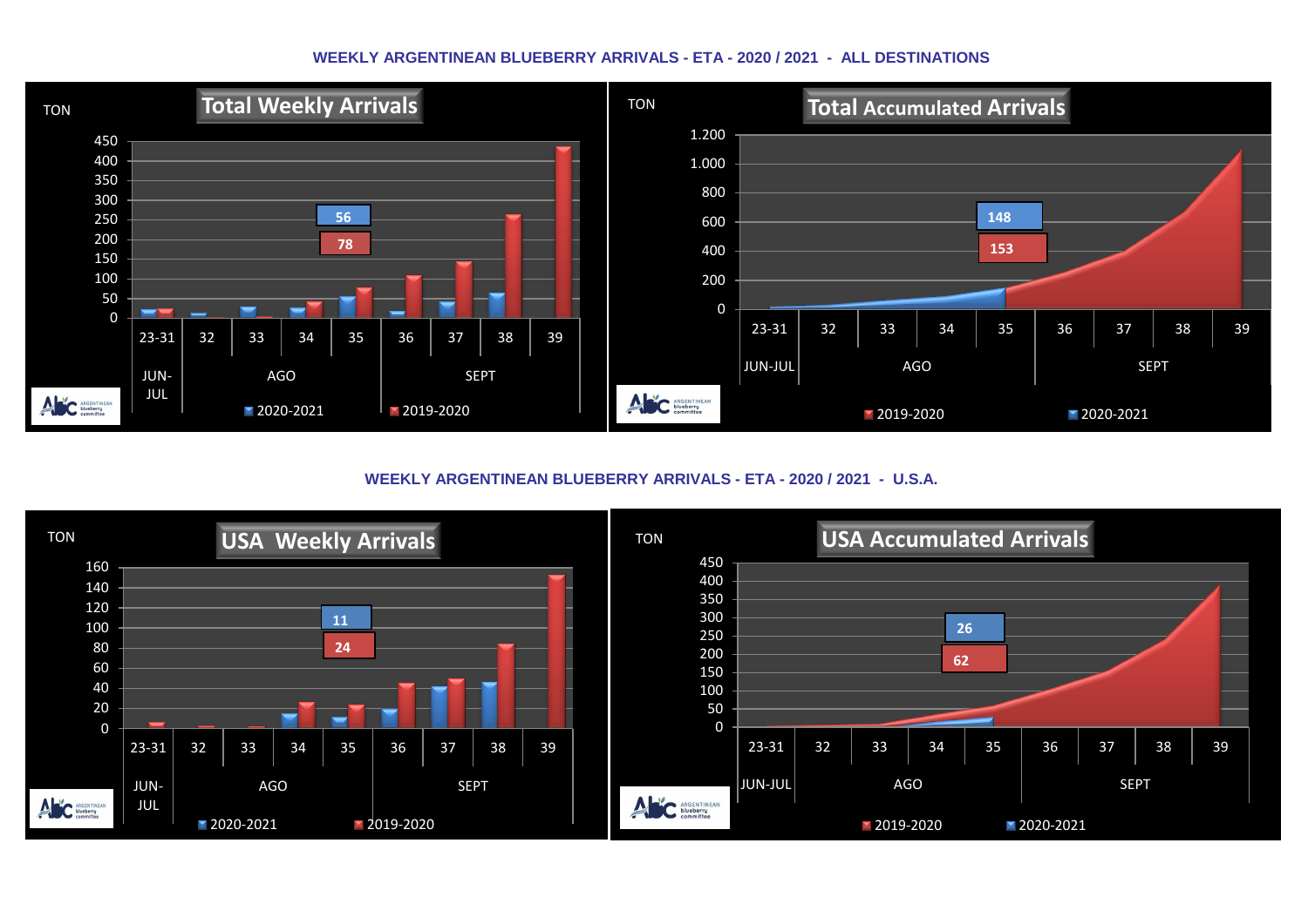## WEEKLY ARGENTINEAN BLUEBERRY ARRIVALS - ETA - 2020 / 2021 - ALL DESTINATIONS

**Total Weekly Arrivals**

TON

450
400
350
300
250
200
150
100
50
0

56
78

23-31 | 32 | 33 | 34 | 35 | 36 | 37 | 38 | 39

JUN-JUL | AGO | SEPT

2020-2021 | 2019-2020

**Total Accumulated Arrivals**

TON

1.200
1.000
800
600
400
200
0

148
153

23-31 | 32 | 33 | 34 | 35 | 36 | 37 | 38 | 39

JUN-JUL | AGO | SEPT

2019-2020 | 2020-2021

## WEEKLY ARGENTINEAN BLUEBERRY ARRIVALS - ETA - 2020 / 2021 - U.S.A.

**USA Weekly Arrivals**

TON

160
140
120
100
80
60
40
20
0

11
24

23-31 | 32 | 33 | 34 | 35 | 36 | 37 | 38 | 39

JUN-JUL | AGO | SEPT

2020-2021 | 2019-2020

**USA Accumulated Arrivals**

TON

450
400
350
300
250
200
150
100
50
0

26
62

23-31 | 32 | 33 | 34 | 35 | 36 | 37 | 38 | 39

JUN-JUL | AGO | SEPT

2019-2020 | 2020-2021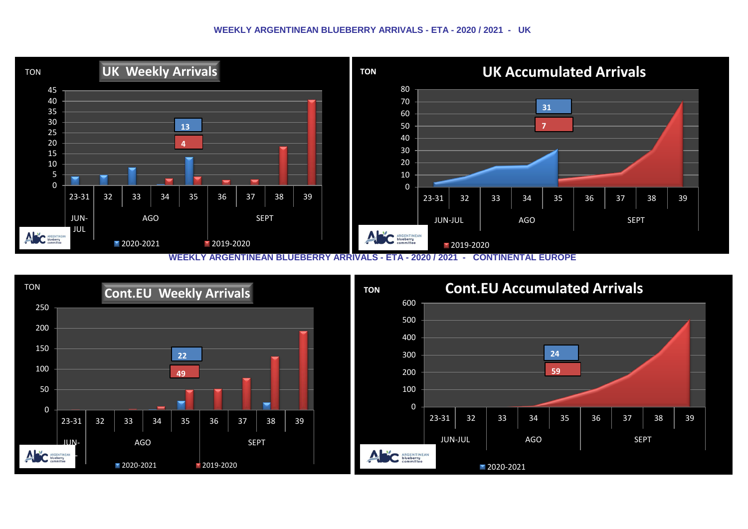## WEEKLY ARGENTINEAN BLUEBERRY ARRIVALS - ETA - 2020 / 2021 - UK

### UK Weekly Arrivals

TON

45, 40, 35, 30, 25, 20, 15, 10, 5, 0

23-31 | 32 | 33 | 34 | 35 | 36 | 37 | 38 | 39

JUN-JUL | AGO | SEPT

13

4

2020-2021 | 2019-2020

### UK Accumulated Arrivals

TON

80, 70, 60, 50, 40, 30, 20, 10, 0

23-31 | 32 | 33 | 34 | 35 | 36 | 37 | 38 | 39

JUN-JUL | AGO | SEPT

31

7

2019-2020

## WEEKLY ARGENTINEAN BLUEBERRY ARRIVALS - ETA - 2020 / 2021 - CONTINENTAL EUROPE

### Cont.EU Weekly Arrivals

TON

250, 200, 150, 100, 50, 0

23-31 | 32 | 33 | 34 | 35 | 36 | 37 | 38 | 39

JUN-JUL | AGO | SEPT

22

49

2020-2021 | 2019-2020

### Cont.EU Accumulated Arrivals

TON

600, 500, 400, 300, 200, 100, 0

23-31 | 32 | 33 | 34 | 35 | 36 | 37 | 38 | 39

JUN-JUL | AGO | SEPT

24

59

2020-2021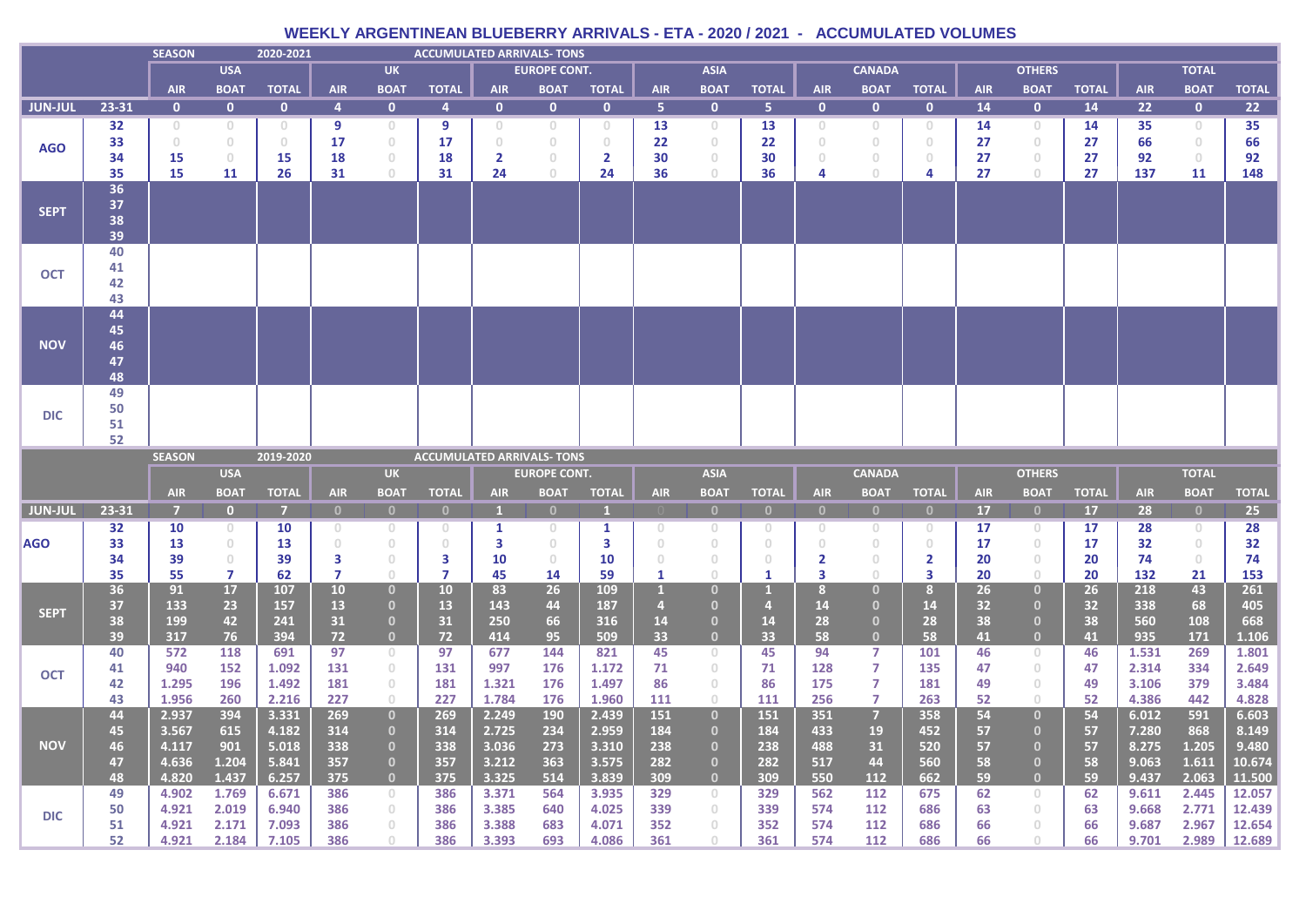# WEEKLY ARGENTINEAN BLUEBERRY ARRIVALS - ETA - 2020 / 2021 - ACCUMULATED VOLUMES

| | | SEASON 2020-2021 | ACCUMULATED ARRIVALS- TONS | | | | | | | | | | | | | | | | | | | |
|---|---|---|---|---|---|---|---|---|---|---|---|---|---|---|---|---|---|---|---|---|---|---|
| | | USA | | | UK | | | EUROPE CONT. | | | ASIA | | | CANADA | | | OTHERS | | | TOTAL | | |
| | | AIR | BOAT | TOTAL | AIR | BOAT | TOTAL | AIR | BOAT | TOTAL | AIR | BOAT | TOTAL | AIR | BOAT | TOTAL | AIR | BOAT | TOTAL | AIR | BOAT | TOTAL |
| JUN-JUL | 23-31 | 0 | 0 | 0 | 4 | 0 | 4 | 0 | 0 | 0 | 5 | 0 | 5 | 0 | 0 | 0 | 14 | 0 | 14 | 22 | 0 | 22 |
| AGO | 32 | 0 | 0 | 0 | 9 | 0 | 9 | 0 | 0 | 0 | 13 | 0 | 13 | 0 | 0 | 0 | 14 | 0 | 14 | 35 | 0 | 35 |
| | 33 | 0 | 0 | 0 | 17 | 0 | 17 | 0 | 0 | 0 | 22 | 0 | 22 | 0 | 0 | 0 | 27 | 0 | 27 | 66 | 0 | 66 |
| | 34 | 15 | 0 | 15 | 18 | 0 | 18 | 2 | 0 | 2 | 30 | 0 | 30 | 0 | 0 | 0 | 27 | 0 | 27 | 92 | 0 | 92 |
| | 35 | 15 | 11 | 26 | 31 | 0 | 31 | 24 | 0 | 24 | 36 | 0 | 36 | 4 | 0 | 4 | 27 | 0 | 27 | 137 | 11 | 148 |
| SEPT | 36 | | | | | | | | | | | | | | | | | | | | | |
| | 37 | | | | | | | | | | | | | | | | | | | | | |
| | 38 | | | | | | | | | | | | | | | | | | | | | |
| | 39 | | | | | | | | | | | | | | | | | | | | | |
| OCT | 40 | | | | | | | | | | | | | | | | | | | | | |
| | 41 | | | | | | | | | | | | | | | | | | | | | |
| | 42 | | | | | | | | | | | | | | | | | | | | | |
| | 43 | | | | | | | | | | | | | | | | | | | | | |
| NOV | 44 | | | | | | | | | | | | | | | | | | | | | |
| | 45 | | | | | | | | | | | | | | | | | | | | | |
| | 46 | | | | | | | | | | | | | | | | | | | | | |
| | 47 | | | | | | | | | | | | | | | | | | | | | |
| | 48 | | | | | | | | | | | | | | | | | | | | | |
| DIC | 49 | | | | | | | | | | | | | | | | | | | | | |
| | 50 | | | | | | | | | | | | | | | | | | | | | |
| | 51 | | | | | | | | | | | | | | | | | | | | | |
| | 52 | | | | | | | | | | | | | | | | | | | | | |

| | | SEASON 2019-2020 | ACCUMULATED ARRIVALS- TONS | | | | | | | | | | | | | | | | | | | |
|---|---|---|---|---|---|---|---|---|---|---|---|---|---|---|---|---|---|---|---|---|---|---|
| | | USA | | | UK | | | EUROPE CONT. | | | ASIA | | | CANADA | | | OTHERS | | | TOTAL | | |
| | | AIR | BOAT | TOTAL | AIR | BOAT | TOTAL | AIR | BOAT | TOTAL | AIR | BOAT | TOTAL | AIR | BOAT | TOTAL | AIR | BOAT | TOTAL | AIR | BOAT | TOTAL |
| JUN-JUL | 23-31 | 7 | 0 | 7 | 0 | 0 | 0 | 1 | 0 | 1 | 0 | 0 | 0 | 0 | 0 | 0 | 17 | 0 | 17 | 28 | 0 | 25 |
| AGO | 32 | 10 | 0 | 10 | 0 | 0 | 0 | 1 | 0 | 1 | 0 | 0 | 0 | 0 | 0 | 0 | 17 | 0 | 17 | 28 | 0 | 28 |
| | 33 | 13 | 0 | 13 | 0 | 0 | 0 | 3 | 0 | 3 | 0 | 0 | 0 | 0 | 0 | 0 | 17 | 0 | 17 | 32 | 0 | 32 |
| | 34 | 39 | 0 | 39 | 3 | 0 | 3 | 10 | 0 | 10 | 0 | 0 | 0 | 2 | 0 | 2 | 20 | 0 | 20 | 74 | 0 | 74 |
| | 35 | 55 | 7 | 62 | 7 | 0 | 7 | 45 | 14 | 59 | 1 | 0 | 1 | 3 | 0 | 3 | 20 | 0 | 20 | 132 | 21 | 153 |
| SEPT | 36 | 91 | 17 | 107 | 10 | 0 | 10 | 83 | 26 | 109 | 1 | 0 | 1 | 8 | 0 | 8 | 26 | 0 | 26 | 218 | 43 | 261 |
| | 37 | 133 | 23 | 157 | 13 | 0 | 13 | 143 | 44 | 187 | 4 | 0 | 4 | 14 | 0 | 14 | 32 | 0 | 32 | 338 | 68 | 405 |
| | 38 | 199 | 42 | 241 | 31 | 0 | 31 | 250 | 66 | 316 | 14 | 0 | 14 | 28 | 0 | 28 | 38 | 0 | 38 | 560 | 108 | 668 |
| | 39 | 317 | 76 | 394 | 72 | 0 | 72 | 414 | 95 | 509 | 33 | 0 | 33 | 58 | 0 | 58 | 41 | 0 | 41 | 935 | 171 | 1.106 |
| OCT | 40 | 572 | 118 | 691 | 97 | 0 | 97 | 677 | 144 | 821 | 45 | 0 | 45 | 94 | 7 | 101 | 46 | 0 | 46 | 1.531 | 269 | 1.801 |
| | 41 | 940 | 152 | 1.092 | 131 | 0 | 131 | 997 | 176 | 1.172 | 71 | 0 | 71 | 128 | 7 | 135 | 47 | 0 | 47 | 2.314 | 334 | 2.649 |
| | 42 | 1.295 | 196 | 1.492 | 181 | 0 | 181 | 1.321 | 176 | 1.497 | 86 | 0 | 86 | 175 | 7 | 181 | 49 | 0 | 49 | 3.106 | 379 | 3.484 |
| | 43 | 1.956 | 260 | 2.216 | 227 | 0 | 227 | 1.784 | 176 | 1.960 | 111 | 0 | 111 | 256 | 7 | 263 | 52 | 0 | 52 | 4.386 | 442 | 4.828 |
| NOV | 44 | 2.937 | 394 | 3.331 | 269 | 0 | 269 | 2.249 | 190 | 2.439 | 151 | 0 | 151 | 351 | 7 | 358 | 54 | 0 | 54 | 6.012 | 591 | 6.603 |
| | 45 | 3.567 | 615 | 4.182 | 314 | 0 | 314 | 2.725 | 234 | 2.959 | 184 | 0 | 184 | 433 | 19 | 452 | 57 | 0 | 57 | 7.280 | 868 | 8.149 |
| | 46 | 4.117 | 901 | 5.018 | 338 | 0 | 338 | 3.036 | 273 | 3.310 | 238 | 0 | 238 | 488 | 31 | 520 | 57 | 0 | 57 | 8.275 | 1.205 | 9.480 |
| | 47 | 4.636 | 1.204 | 5.841 | 357 | 0 | 357 | 3.212 | 363 | 3.575 | 282 | 0 | 282 | 517 | 44 | 560 | 58 | 0 | 58 | 9.063 | 1.611 | 10.674 |
| | 48 | 4.820 | 1.437 | 6.257 | 375 | 0 | 375 | 3.325 | 514 | 3.839 | 309 | 0 | 309 | 550 | 112 | 662 | 59 | 0 | 59 | 9.437 | 2.063 | 11.500 |
| DIC | 49 | 4.902 | 1.769 | 6.671 | 386 | 0 | 386 | 3.371 | 564 | 3.935 | 329 | 0 | 329 | 562 | 112 | 675 | 62 | 0 | 62 | 9.611 | 2.445 | 12.057 |
| | 50 | 4.921 | 2.019 | 6.940 | 386 | 0 | 386 | 3.385 | 640 | 4.025 | 339 | 0 | 339 | 574 | 112 | 686 | 63 | 0 | 63 | 9.668 | 2.771 | 12.439 |
| | 51 | 4.921 | 2.171 | 7.093 | 386 | 0 | 386 | 3.388 | 683 | 4.071 | 352 | 0 | 352 | 574 | 112 | 686 | 66 | 0 | 66 | 9.687 | 2.967 | 12.654 |
| | 52 | 4.921 | 2.184 | 7.105 | 386 | 0 | 386 | 3.393 | 693 | 4.086 | 361 | 0 | 361 | 574 | 112 | 686 | 66 | 0 | 66 | 9.701 | 2.989 | 12.689 |